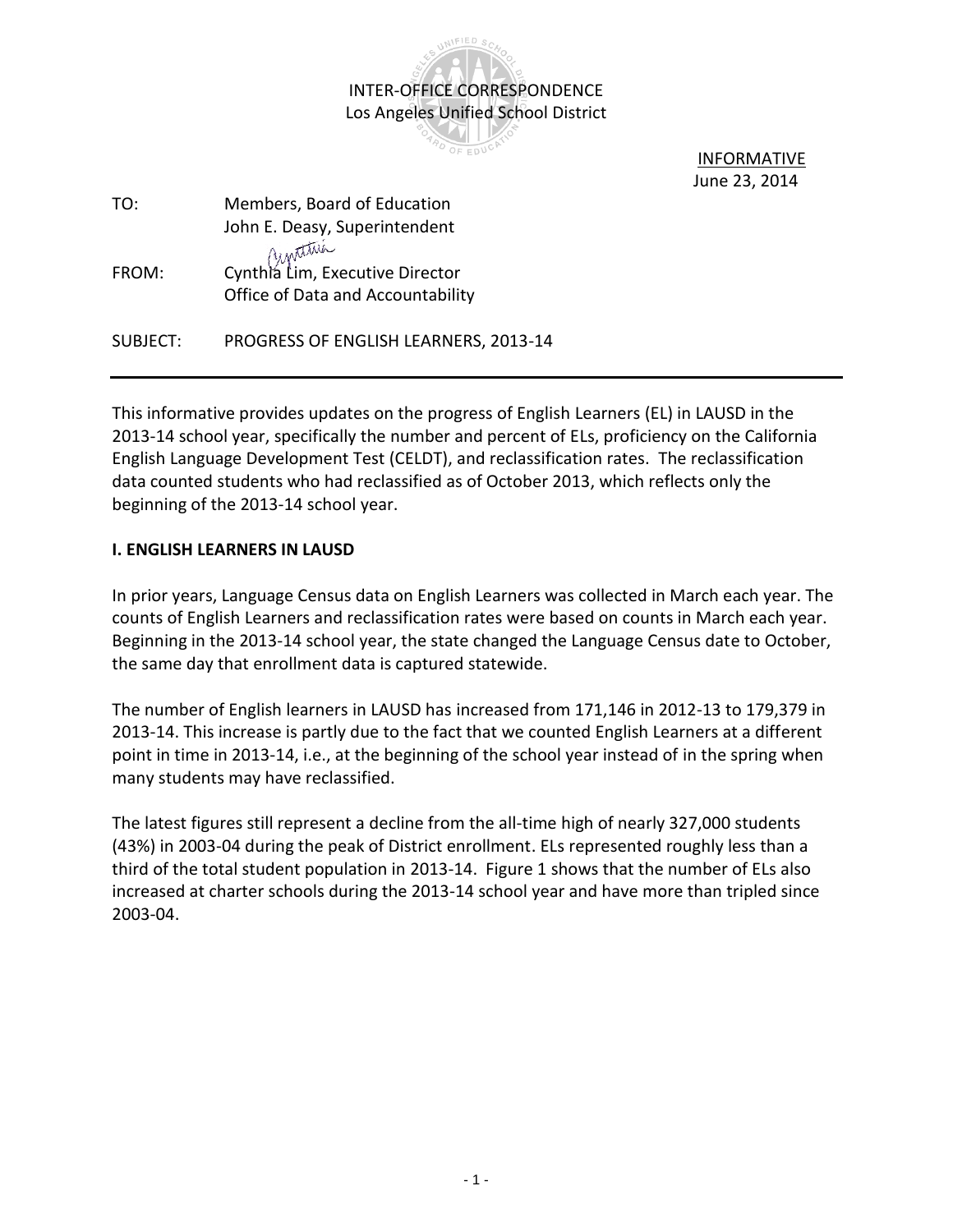INTER-OFFICE CORRESPONDENCE
Los Angeles Unified School District

INFORMATIVE
June 23, 2014

TO: Members, Board of Education
John E. Deasy, Superintendent

FROM: Cynthia Lim, Executive Director
Office of Data and Accountability

SUBJECT: PROGRESS OF ENGLISH LEARNERS, 2013-14

---

This informative provides updates on the progress of English Learners (EL) in LAUSD in the 2013-14 school year, specifically the number and percent of ELs, proficiency on the California English Language Development Test (CELDT), and reclassification rates. The reclassification data counted students who had reclassified as of October 2013, which reflects only the beginning of the 2013-14 school year.

**I. ENGLISH LEARNERS IN LAUSD**

In prior years, Language Census data on English Learners was collected in March each year. The counts of English Learners and reclassification rates were based on counts in March each year. Beginning in the 2013-14 school year, the state changed the Language Census date to October, the same day that enrollment data is captured statewide.

The number of English learners in LAUSD has increased from 171,146 in 2012-13 to 179,379 in 2013-14. This increase is partly due to the fact that we counted English Learners at a different point in time in 2013-14, i.e., at the beginning of the school year instead of in the spring when many students may have reclassified.

The latest figures still represent a decline from the all-time high of nearly 327,000 students (43%) in 2003-04 during the peak of District enrollment. ELs represented roughly less than a third of the total student population in 2013-14. Figure 1 shows that the number of ELs also increased at charter schools during the 2013-14 school year and have more than tripled since 2003-04.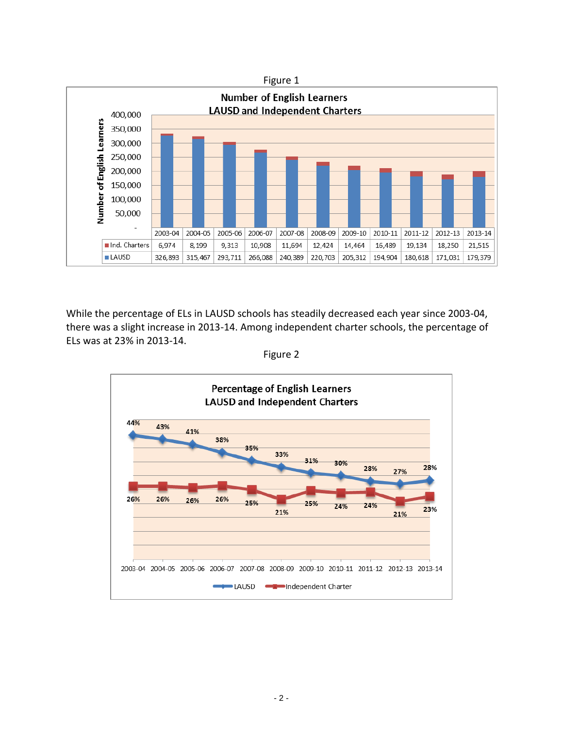Figure 1

Number of English Learners
LAUSD and Independent Charters

Number of English Learners

400,000
350,000
300,000
250,000
200,000
150,000
100,000
50,000
-

| | 2003-04 | 2004-05 | 2005-06 | 2006-07 | 2007-08 | 2008-09 | 2009-10 | 2010-11 | 2011-12 | 2012-13 | 2013-14 |
|---|---|---|---|---|---|---|---|---|---|---|---|
| Ind. Charters | 6,974 | 8,199 | 9,313 | 10,908 | 11,694 | 12,424 | 14,464 | 16,489 | 19,134 | 18,250 | 21,515 |
| LAUSD | 326,893 | 315,467 | 293,711 | 266,088 | 240,389 | 220,703 | 205,312 | 194,904 | 180,618 | 171,031 | 179,379 |

While the percentage of ELs in LAUSD schools has steadily decreased each year since 2003-04, there was a slight increase in 2013-14. Among independent charter schools, the percentage of ELs was at 23% in 2013-14.

Figure 2

Percentage of English Learners
LAUSD and Independent Charters

LAUSD: 44% 43% 41% 38% 35% 33% 31% 30% 28% 27% 28%

Independent Charter: 26% 26% 26% 26% 25% 21% 25% 24% 24% 21% 23%

2003-04 2004-05 2005-06 2006-07 2007-08 2008-09 2009-10 2010-11 2011-12 2012-13 2013-14

LAUSD Independent Charter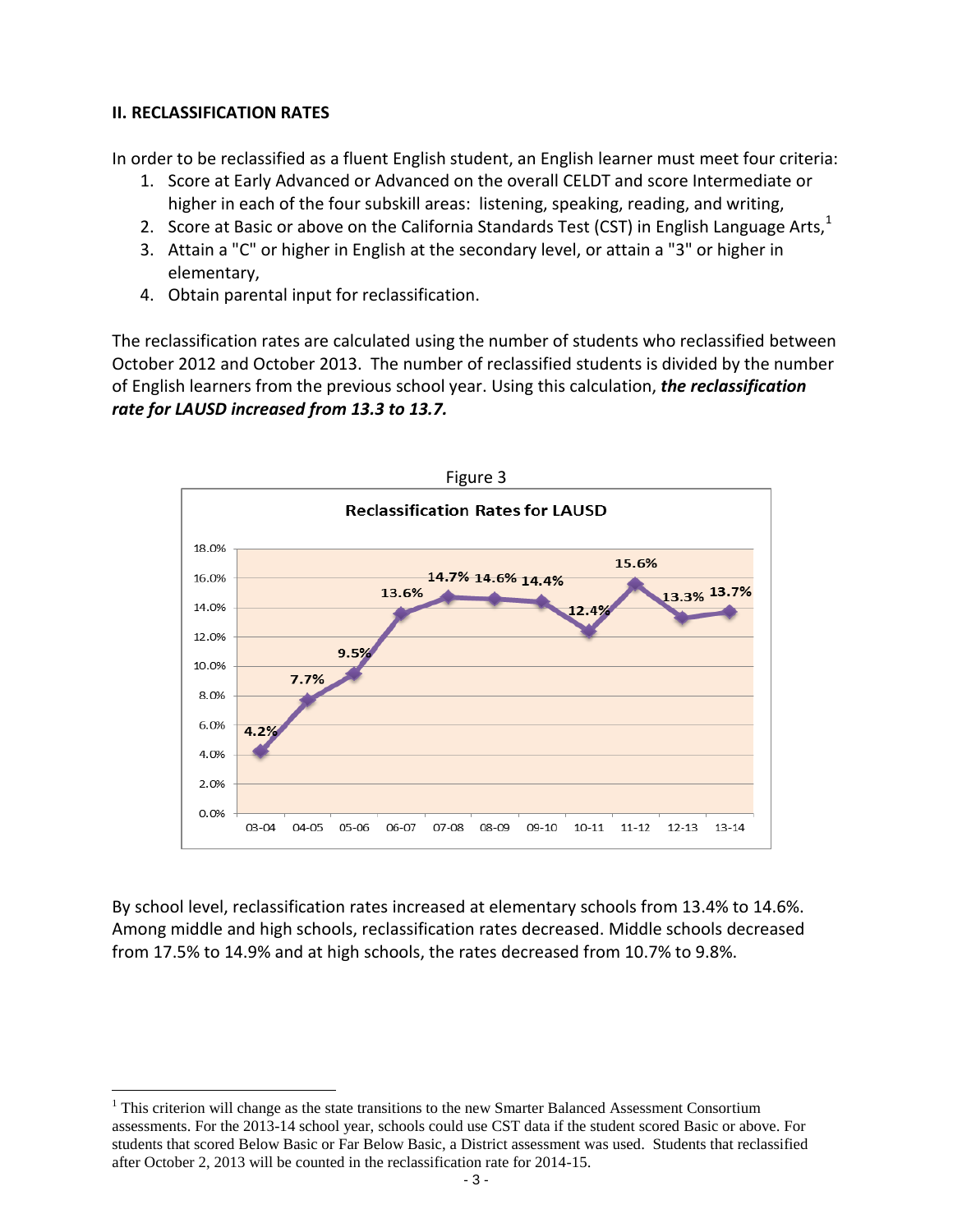## II. RECLASSIFICATION RATES

In order to be reclassified as a fluent English student, an English learner must meet four criteria:

1. Score at Early Advanced or Advanced on the overall CELDT and score Intermediate or higher in each of the four subskill areas: listening, speaking, reading, and writing,
2. Score at Basic or above on the California Standards Test (CST) in English Language Arts,[1]
3. Attain a "C" or higher in English at the secondary level, or attain a "3" or higher in elementary,
4. Obtain parental input for reclassification.

The reclassification rates are calculated using the number of students who reclassified between October 2012 and October 2013. The number of reclassified students is divided by the number of English learners from the previous school year. Using this calculation, ***the reclassification rate for LAUSD increased from 13.3 to 13.7.***

Figure 3

Reclassification Rates for LAUSD

18.0%
16.0%
14.0%
12.0%
10.0%
8.0%
6.0%
4.0%
2.0%
0.0%

4.2%
7.7%
9.5%
13.6%
14.7%
14.6%
14.4%
12.4%
15.6%
13.3%
13.7%

03-04
04-05
05-06
06-07
07-08
08-09
09-10
10-11
11-12
12-13
13-14

By school level, reclassification rates increased at elementary schools from 13.4% to 14.6%. Among middle and high schools, reclassification rates decreased. Middle schools decreased from 17.5% to 14.9% and at high schools, the rates decreased from 10.7% to 9.8%.

[1] This criterion will change as the state transitions to the new Smarter Balanced Assessment Consortium assessments. For the 2013-14 school year, schools could use CST data if the student scored Basic or above. For students that scored Below Basic or Far Below Basic, a District assessment was used. Students that reclassified after October 2, 2013 will be counted in the reclassification rate for 2014-15.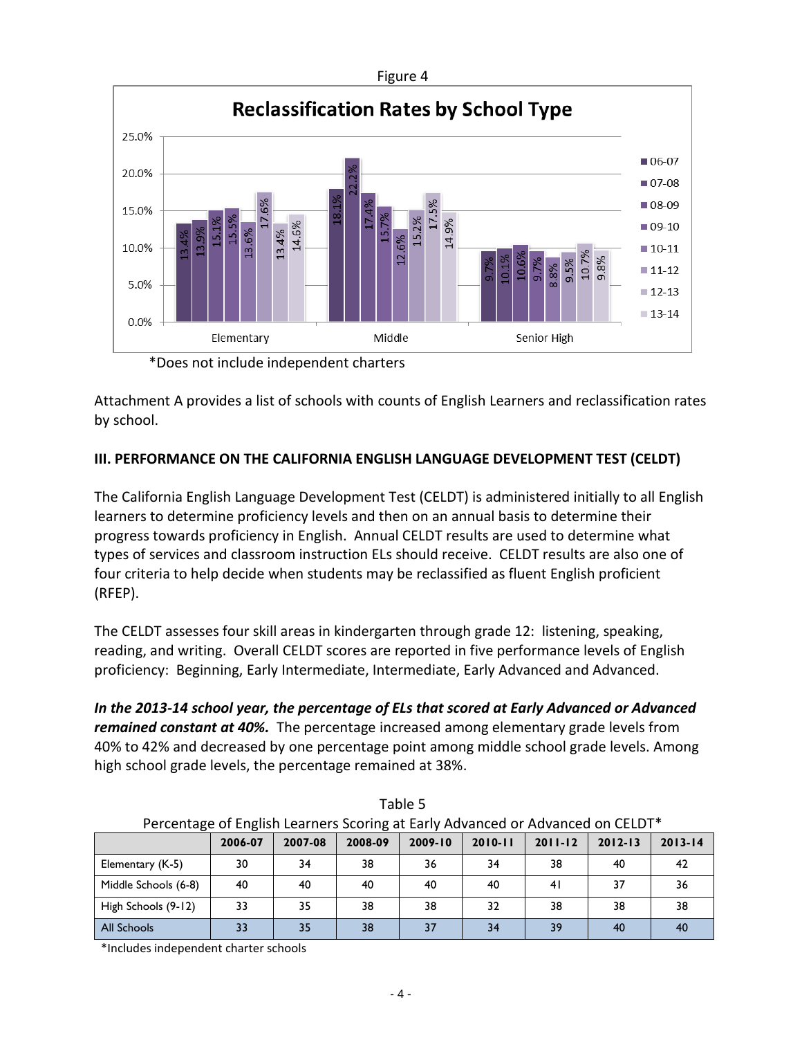Figure 4

Reclassification Rates by School Type

25.0%
20.0%
15.0%
10.0%
5.0%
0.0%

Elementary: 13.4% 13.9% 15.1% 15.5% 13.6% 17.6% 13.4% 14.6%

Middle: 18.1% 22.2% 17.4% 15.7% 12.6% 15.2% 17.5% 14.9%

Senior High: 9.7% 10.1% 10.6% 9.7% 8.8% 9.5% 10.7% 9.8%

06-07
07-08
08-09
09-10
10-11
11-12
12-13
13-14

*Does not include independent charters

Attachment A provides a list of schools with counts of English Learners and reclassification rates by school.

## III. PERFORMANCE ON THE CALIFORNIA ENGLISH LANGUAGE DEVELOPMENT TEST (CELDT)

The California English Language Development Test (CELDT) is administered initially to all English learners to determine proficiency levels and then on an annual basis to determine their progress towards proficiency in English. Annual CELDT results are used to determine what types of services and classroom instruction ELs should receive. CELDT results are also one of four criteria to help decide when students may be reclassified as fluent English proficient (RFEP).

The CELDT assesses four skill areas in kindergarten through grade 12: listening, speaking, reading, and writing. Overall CELDT scores are reported in five performance levels of English proficiency: Beginning, Early Intermediate, Intermediate, Early Advanced and Advanced.

***In the 2013-14 school year, the percentage of ELs that scored at Early Advanced or Advanced remained constant at 40%.*** The percentage increased among elementary grade levels from 40% to 42% and decreased by one percentage point among middle school grade levels. Among high school grade levels, the percentage remained at 38%.

Table 5
Percentage of English Learners Scoring at Early Advanced or Advanced on CELDT*

| | 2006-07 | 2007-08 | 2008-09 | 2009-10 | 2010-11 | 2011-12 | 2012-13 | 2013-14 |
|---|---|---|---|---|---|---|---|---|
| Elementary (K-5) | 30 | 34 | 38 | 36 | 34 | 38 | 40 | 42 |
| Middle Schools (6-8) | 40 | 40 | 40 | 40 | 40 | 41 | 37 | 36 |
| High Schools (9-12) | 33 | 35 | 38 | 38 | 32 | 38 | 38 | 38 |
| All Schools | 33 | 35 | 38 | 37 | 34 | 39 | 40 | 40 |

*Includes independent charter schools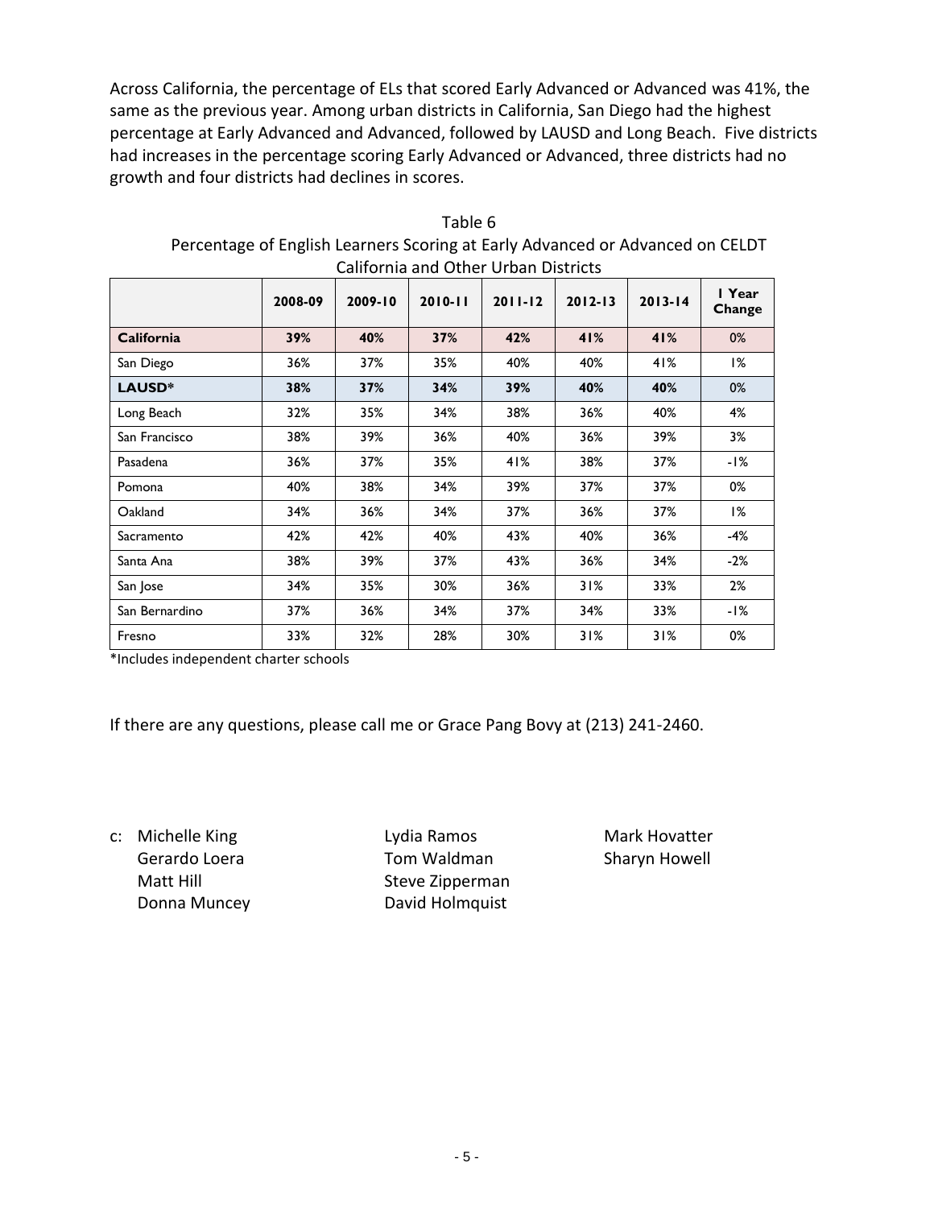Across California, the percentage of ELs that scored Early Advanced or Advanced was 41%, the same as the previous year. Among urban districts in California, San Diego had the highest percentage at Early Advanced and Advanced, followed by LAUSD and Long Beach. Five districts had increases in the percentage scoring Early Advanced or Advanced, three districts had no growth and four districts had declines in scores.

Table 6

Percentage of English Learners Scoring at Early Advanced or Advanced on CELDT

California and Other Urban Districts

| | 2008-09 | 2009-10 | 2010-11 | 2011-12 | 2012-13 | 2013-14 | 1 Year Change |
|---|---|---|---|---|---|---|---|
| **California** | **39%** | **40%** | **37%** | **42%** | **41%** | **41%** | 0% |
| San Diego | 36% | 37% | 35% | 40% | 40% | 41% | 1% |
| **LAUSD*** | **38%** | **37%** | **34%** | **39%** | **40%** | **40%** | 0% |
| Long Beach | 32% | 35% | 34% | 38% | 36% | 40% | 4% |
| San Francisco | 38% | 39% | 36% | 40% | 36% | 39% | 3% |
| Pasadena | 36% | 37% | 35% | 41% | 38% | 37% | -1% |
| Pomona | 40% | 38% | 34% | 39% | 37% | 37% | 0% |
| Oakland | 34% | 36% | 34% | 37% | 36% | 37% | 1% |
| Sacramento | 42% | 42% | 40% | 43% | 40% | 36% | -4% |
| Santa Ana | 38% | 39% | 37% | 43% | 36% | 34% | -2% |
| San Jose | 34% | 35% | 30% | 36% | 31% | 33% | 2% |
| San Bernardino | 37% | 36% | 34% | 37% | 34% | 33% | -1% |
| Fresno | 33% | 32% | 28% | 30% | 31% | 31% | 0% |

*Includes independent charter schools

If there are any questions, please call me or Grace Pang Bovy at (213) 241-2460.

c: Michelle King
Gerardo Loera
Matt Hill
Donna Muncey
Lydia Ramos
Tom Waldman
Steve Zipperman
David Holmquist
Mark Hovatter
Sharyn Howell